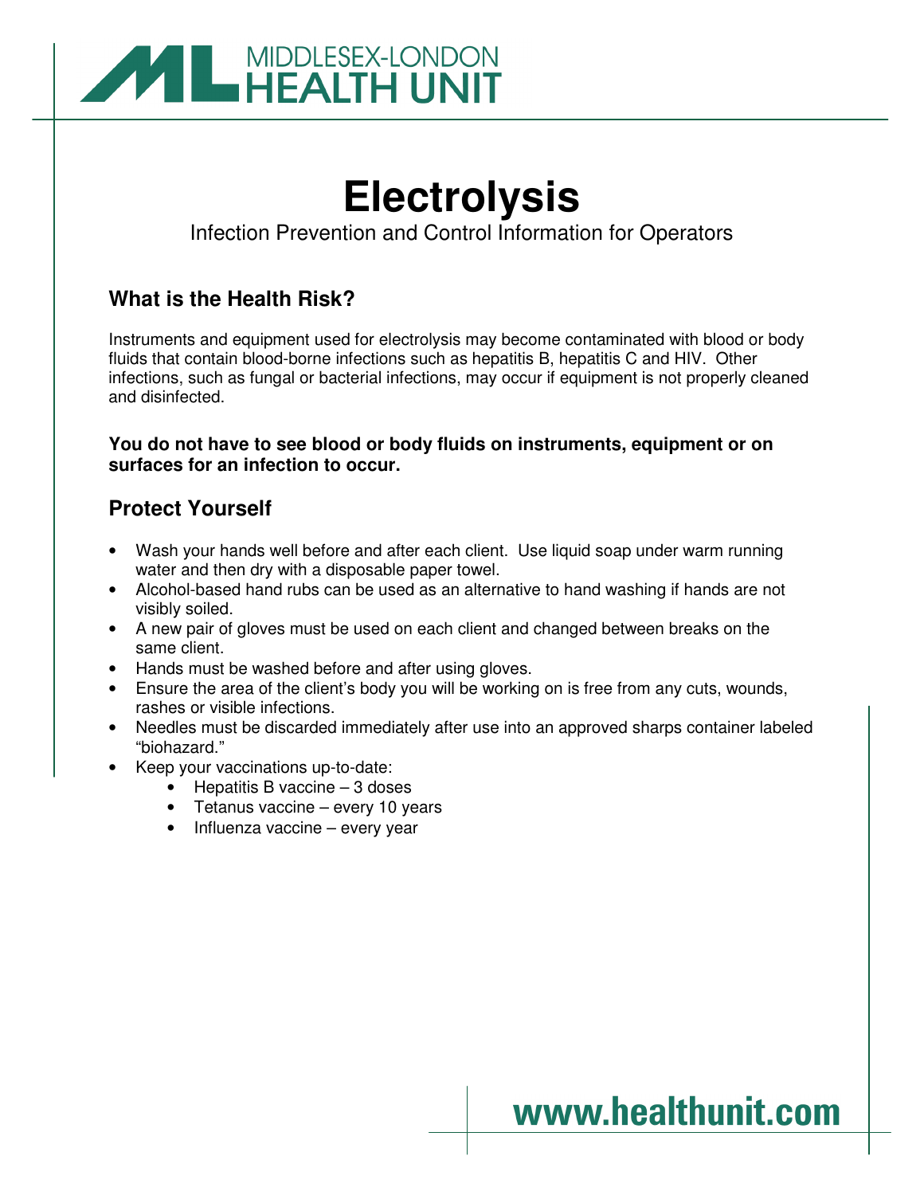MIDDLESEX-LONDON HEALTH UNIT

# Electrolysis

Infection Prevention and Control Information for Operators

## What is the Health Risk?

Instruments and equipment used for electrolysis may become contaminated with blood or body fluids that contain blood-borne infections such as hepatitis B, hepatitis C and HIV. Other infections, such as fungal or bacterial infections, may occur if equipment is not properly cleaned and disinfected.

**You do not have to see blood or body fluids on instruments, equipment or on surfaces for an infection to occur.**

## Protect Yourself

- Wash your hands well before and after each client. Use liquid soap under warm running water and then dry with a disposable paper towel.
- Alcohol-based hand rubs can be used as an alternative to hand washing if hands are not visibly soiled.
- A new pair of gloves must be used on each client and changed between breaks on the same client.
- Hands must be washed before and after using gloves.
- Ensure the area of the client's body you will be working on is free from any cuts, wounds, rashes or visible infections.
- Needles must be discarded immediately after use into an approved sharps container labeled "biohazard."
- Keep your vaccinations up-to-date:
    - Hepatitis B vaccine – 3 doses
    - Tetanus vaccine – every 10 years
    - Influenza vaccine – every year

www.healthunit.com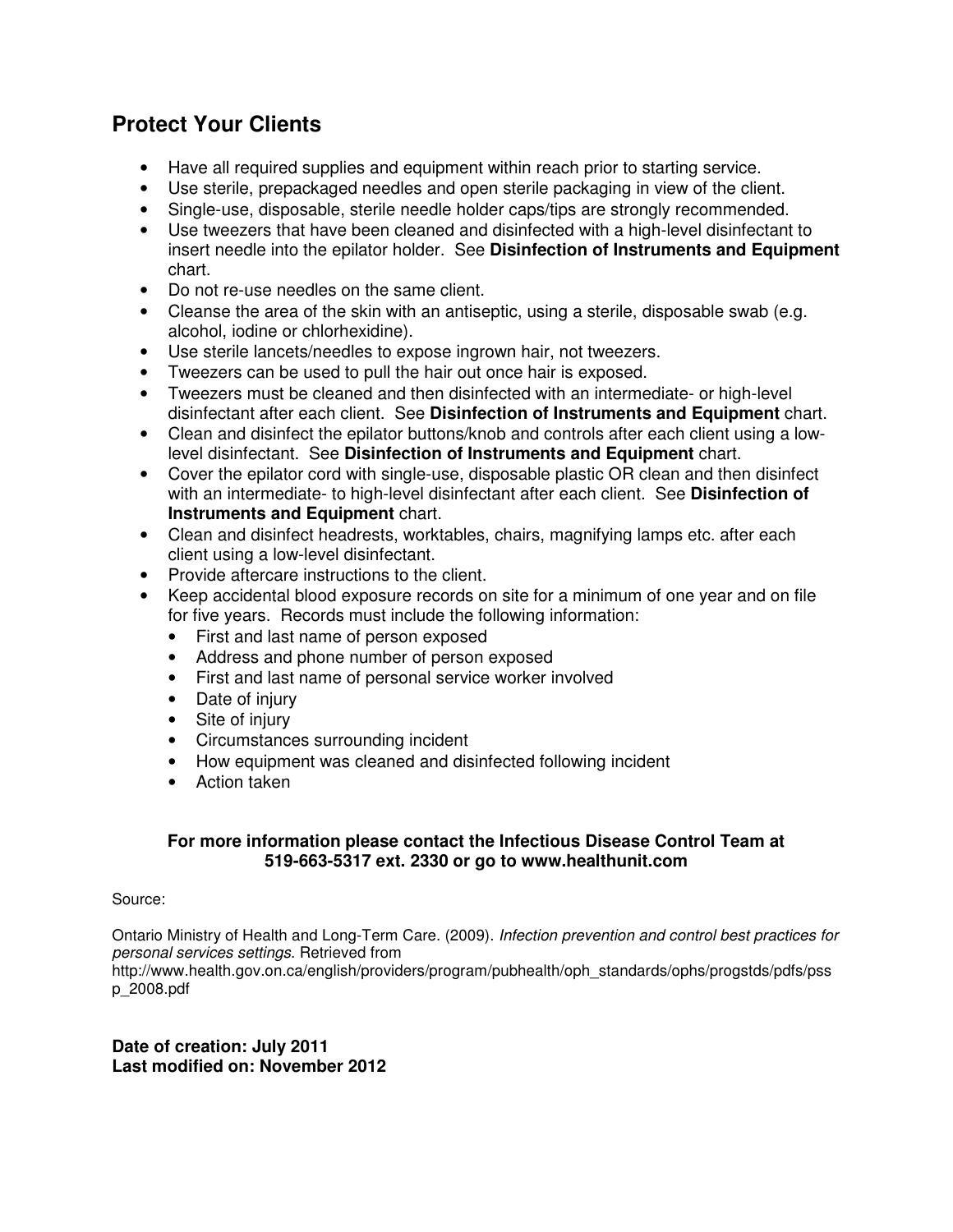## Protect Your Clients

- Have all required supplies and equipment within reach prior to starting service.
- Use sterile, prepackaged needles and open sterile packaging in view of the client.
- Single-use, disposable, sterile needle holder caps/tips are strongly recommended.
- Use tweezers that have been cleaned and disinfected with a high-level disinfectant to insert needle into the epilator holder. See **Disinfection of Instruments and Equipment** chart.
- Do not re-use needles on the same client.
- Cleanse the area of the skin with an antiseptic, using a sterile, disposable swab (e.g. alcohol, iodine or chlorhexidine).
- Use sterile lancets/needles to expose ingrown hair, not tweezers.
- Tweezers can be used to pull the hair out once hair is exposed.
- Tweezers must be cleaned and then disinfected with an intermediate- or high-level disinfectant after each client. See **Disinfection of Instruments and Equipment** chart.
- Clean and disinfect the epilator buttons/knob and controls after each client using a low-level disinfectant. See **Disinfection of Instruments and Equipment** chart.
- Cover the epilator cord with single-use, disposable plastic OR clean and then disinfect with an intermediate- to high-level disinfectant after each client. See **Disinfection of Instruments and Equipment** chart.
- Clean and disinfect headrests, worktables, chairs, magnifying lamps etc. after each client using a low-level disinfectant.
- Provide aftercare instructions to the client.
- Keep accidental blood exposure records on site for a minimum of one year and on file for five years. Records must include the following information:
  - First and last name of person exposed
  - Address and phone number of person exposed
  - First and last name of personal service worker involved
  - Date of injury
  - Site of injury
  - Circumstances surrounding incident
  - How equipment was cleaned and disinfected following incident
  - Action taken

**For more information please contact the Infectious Disease Control Team at 519-663-5317 ext. 2330 or go to www.healthunit.com**

Source:

Ontario Ministry of Health and Long-Term Care. (2009). *Infection prevention and control best practices for personal services settings*. Retrieved from http://www.health.gov.on.ca/english/providers/program/pubhealth/oph_standards/ophs/progstds/pdfs/pssp_2008.pdf

**Date of creation: July 2011**
**Last modified on: November 2012**